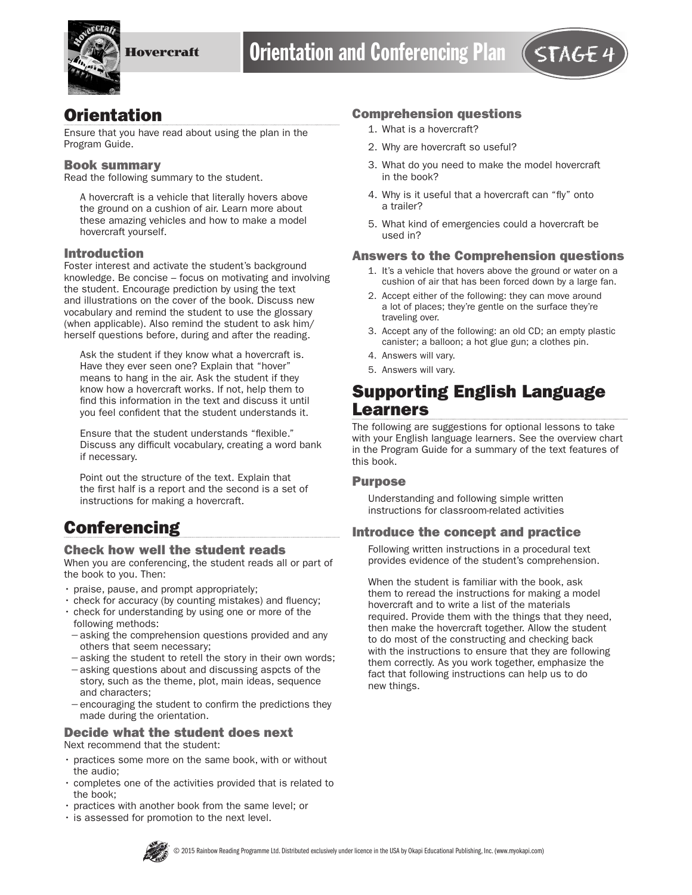# Hovercraft

# Orientation and Conferencing Plan — STAGE 4

## Orientation

Ensure that you have read about using the plan in the Program Guide.

### Book summary

Read the following summary to the student.

> A hovercraft is a vehicle that literally hovers above the ground on a cushion of air. Learn more about these amazing vehicles and how to make a model hovercraft yourself.

### Introduction

Foster interest and activate the student's background knowledge. Be concise – focus on motivating and involving the student. Encourage prediction by using the text and illustrations on the cover of the book. Discuss new vocabulary and remind the student to use the glossary (when applicable). Also remind the student to ask him/herself questions before, during and after the reading.

> Ask the student if they know what a hovercraft is. Have they ever seen one? Explain that "hover" means to hang in the air. Ask the student if they know how a hovercraft works. If not, help them to find this information in the text and discuss it until you feel confident that the student understands it.
>
> Ensure that the student understands "flexible." Discuss any difficult vocabulary, creating a word bank if necessary.
>
> Point out the structure of the text. Explain that the first half is a report and the second is a set of instructions for making a hovercraft.

## Conferencing

### Check how well the student reads

When you are conferencing, the student reads all or part of the book to you. Then:

- praise, pause, and prompt appropriately;
- check for accuracy (by counting mistakes) and fluency;
- check for understanding by using one or more of the following methods:
  - asking the comprehension questions provided and any others that seem necessary;
  - asking the student to retell the story in their own words;
  - asking questions about and discussing aspcts of the story, such as the theme, plot, main ideas, sequence and characters;
  - encouraging the student to confirm the predictions they made during the orientation.

### Decide what the student does next

Next recommend that the student:

- practices some more on the same book, with or without the audio;
- completes one of the activities provided that is related to the book;
- practices with another book from the same level; or
- is assessed for promotion to the next level.

### Comprehension questions

1. What is a hovercraft?
2. Why are hovercraft so useful?
3. What do you need to make the model hovercraft in the book?
4. Why is it useful that a hovercraft can "fly" onto a trailer?
5. What kind of emergencies could a hovercraft be used in?

### Answers to the Comprehension questions

1. It's a vehicle that hovers above the ground or water on a cushion of air that has been forced down by a large fan.
2. Accept either of the following: they can move around a lot of places; they're gentle on the surface they're traveling over.
3. Accept any of the following: an old CD; an empty plastic canister; a balloon; a hot glue gun; a clothes pin.
4. Answers will vary.
5. Answers will vary.

## Supporting English Language Learners

The following are suggestions for optional lessons to take with your English language learners. See the overview chart in the Program Guide for a summary of the text features of this book.

### Purpose

> Understanding and following simple written instructions for classroom-related activities

### Introduce the concept and practice

> Following written instructions in a procedural text provides evidence of the student's comprehension.
>
> When the student is familiar with the book, ask them to reread the instructions for making a model hovercraft and to write a list of the materials required. Provide them with the things that they need, then make the hovercraft together. Allow the student to do most of the constructing and checking back with the instructions to ensure that they are following them correctly. As you work together, emphasize the fact that following instructions can help us to do new things.

© 2015 Rainbow Reading Programme Ltd. Distributed exclusively under licence in the USA by Okapi Educational Publishing, Inc. (www.myokapi.com)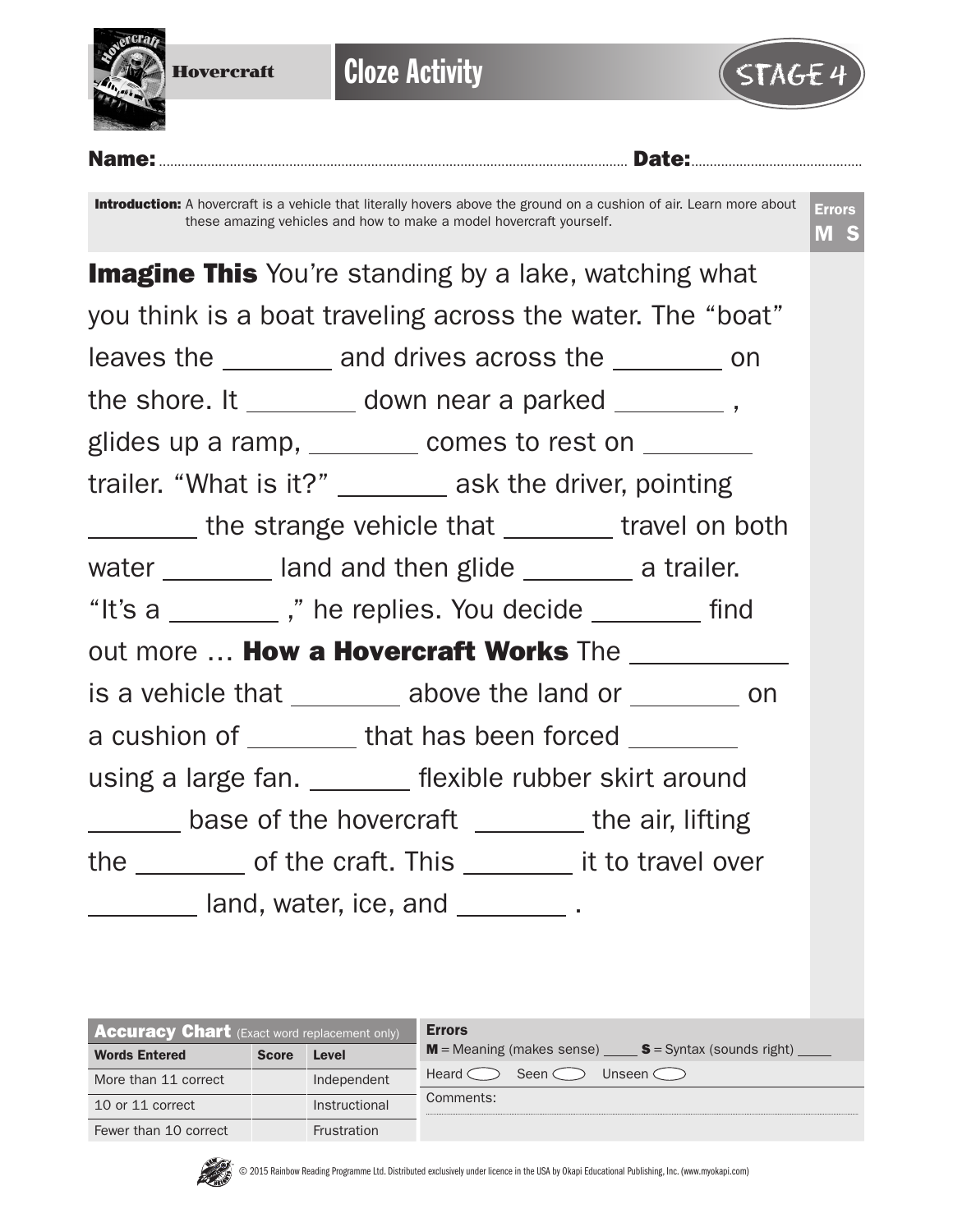**Hovercraft** | **Cloze Activity** | STAGE 4

**Name:** ............................................................ **Date:** ..............................

**Introduction:** A hovercraft is a vehicle that literally hovers above the ground on a cushion of air. Learn more about these amazing vehicles and how to make a model hovercraft yourself.

**Errors**
**M S**

**Imagine This** You're standing by a lake, watching what you think is a boat traveling across the water. The "boat" leaves the ________ and drives across the ________ on the shore. It ________ down near a parked ________ , glides up a ramp, ________ comes to rest on ________ trailer. "What is it?" ________ ask the driver, pointing ________ the strange vehicle that ________ travel on both water ________ land and then glide ________ a trailer. "It's a ________ ," he replies. You decide ________ find out more ... **How a Hovercraft Works** The ___________ is a vehicle that ________ above the land or ________ on a cushion of ________ that has been forced ________ using a large fan. _______ flexible rubber skirt around _______ base of the hovercraft ________ the air, lifting the ________ of the craft. This ________ it to travel over ________ land, water, ice, and ________ .

| **Accuracy Chart** (Exact word replacement only) | | |
|---|---|---|
| **Words Entered** | **Score** | **Level** |
| More than 11 correct | | Independent |
| 10 or 11 correct | | Instructional |
| Fewer than 10 correct | | Frustration |

**Errors**

**M** = Meaning (makes sense) ____ **S** = Syntax (sounds right) ____

Heard ◯ Seen ◯ Unseen ◯

Comments:

© 2015 Rainbow Reading Programme Ltd. Distributed exclusively under licence in the USA by Okapi Educational Publishing, Inc. (www.myokapi.com)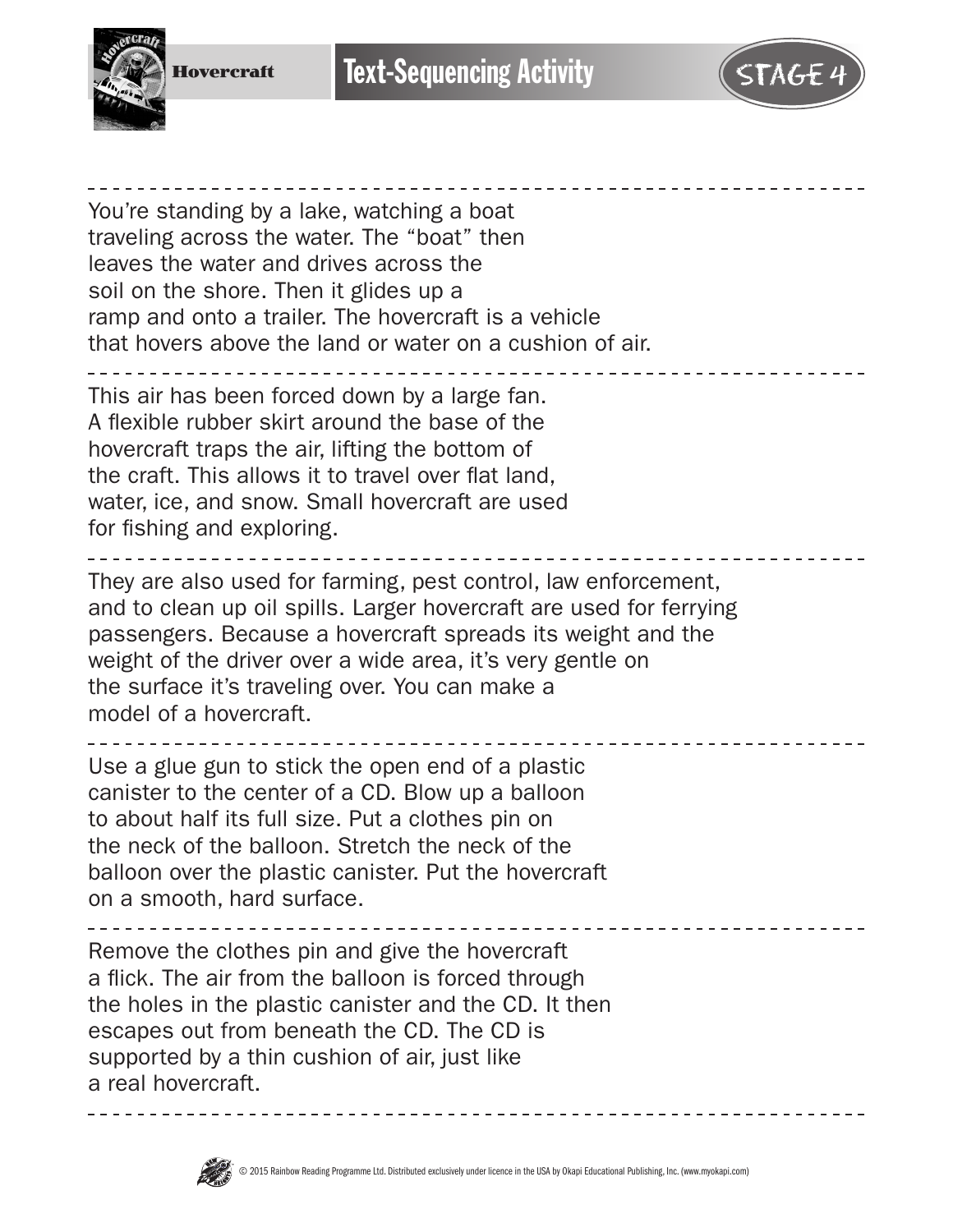# Text-Sequencing Activity

Hovercraft — STAGE 4

---

You're standing by a lake, watching a boat traveling across the water. The "boat" then leaves the water and drives across the soil on the shore. Then it glides up a ramp and onto a trailer. The hovercraft is a vehicle that hovers above the land or water on a cushion of air.

---

This air has been forced down by a large fan. A flexible rubber skirt around the base of the hovercraft traps the air, lifting the bottom of the craft. This allows it to travel over flat land, water, ice, and snow. Small hovercraft are used for fishing and exploring.

---

They are also used for farming, pest control, law enforcement, and to clean up oil spills. Larger hovercraft are used for ferrying passengers. Because a hovercraft spreads its weight and the weight of the driver over a wide area, it's very gentle on the surface it's traveling over. You can make a model of a hovercraft.

---

Use a glue gun to stick the open end of a plastic canister to the center of a CD. Blow up a balloon to about half its full size. Put a clothes pin on the neck of the balloon. Stretch the neck of the balloon over the plastic canister. Put the hovercraft on a smooth, hard surface.

---

Remove the clothes pin and give the hovercraft a flick. The air from the balloon is forced through the holes in the plastic canister and the CD. It then escapes out from beneath the CD. The CD is supported by a thin cushion of air, just like a real hovercraft.

---

© 2015 Rainbow Reading Programme Ltd. Distributed exclusively under licence in the USA by Okapi Educational Publishing, Inc. (www.myokapi.com)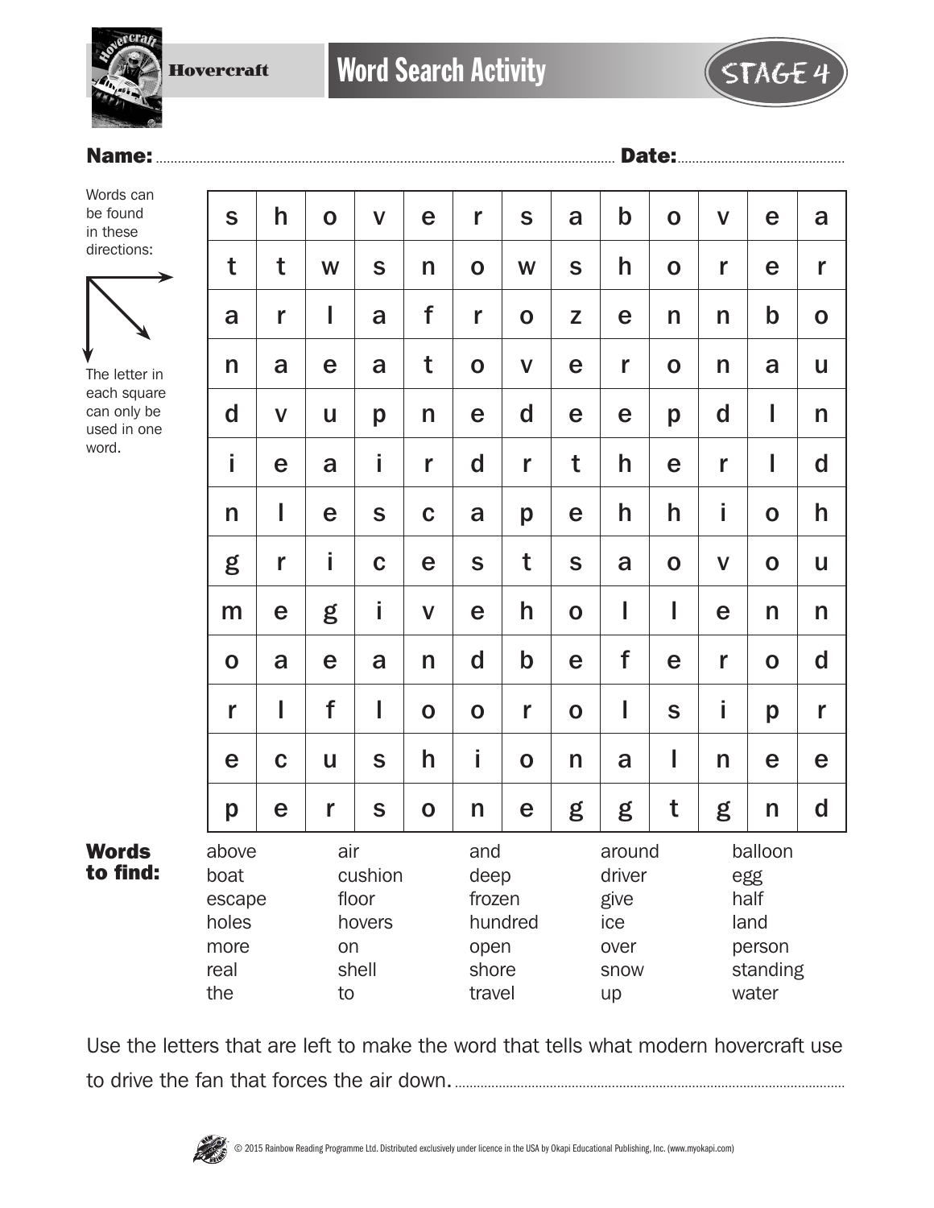# Word Search Activity

Hovercraft — STAGE 4

**Name:** .................................................... **Date:** ....................................

Words can be found in these directions: (right, down, diagonally down-right)

The letter in each square can only be used in one word.

| | | | | | | | | | | | | |
|---|---|---|---|---|---|---|---|---|---|---|---|---|
| s | h | o | v | e | r | s | a | b | o | v | e | a |
| t | t | w | s | n | o | w | s | h | o | r | e | r |
| a | r | l | a | f | r | o | z | e | n | n | b | o |
| n | a | e | a | t | o | v | e | r | o | n | a | u |
| d | v | u | p | n | e | d | e | e | p | d | l | n |
| i | e | a | i | r | d | r | t | h | e | r | l | d |
| n | l | e | s | c | a | p | e | h | h | i | o | h |
| g | r | i | c | e | s | t | s | a | o | v | o | u |
| m | e | g | i | v | e | h | o | l | l | e | n | n |
| o | a | e | a | n | d | b | e | f | e | r | o | d |
| r | l | f | l | o | o | r | o | l | s | i | p | r |
| e | c | u | s | h | i | o | n | a | l | n | e | e |
| p | e | r | s | o | n | e | g | g | t | g | n | d |

**Words to find:**

| | | | | |
|---|---|---|---|---|
| above | air | and | around | balloon |
| boat | cushion | deep | driver | egg |
| escape | floor | frozen | give | half |
| holes | hovers | hundred | ice | land |
| more | on | open | over | person |
| real | shell | shore | snow | standing |
| the | to | travel | up | water |

Use the letters that are left to make the word that tells what modern hovercraft use to drive the fan that forces the air down. ....................................................

© 2015 Rainbow Reading Programme Ltd. Distributed exclusively under licence in the USA by Okapi Educational Publishing, Inc. (www.myokapi.com)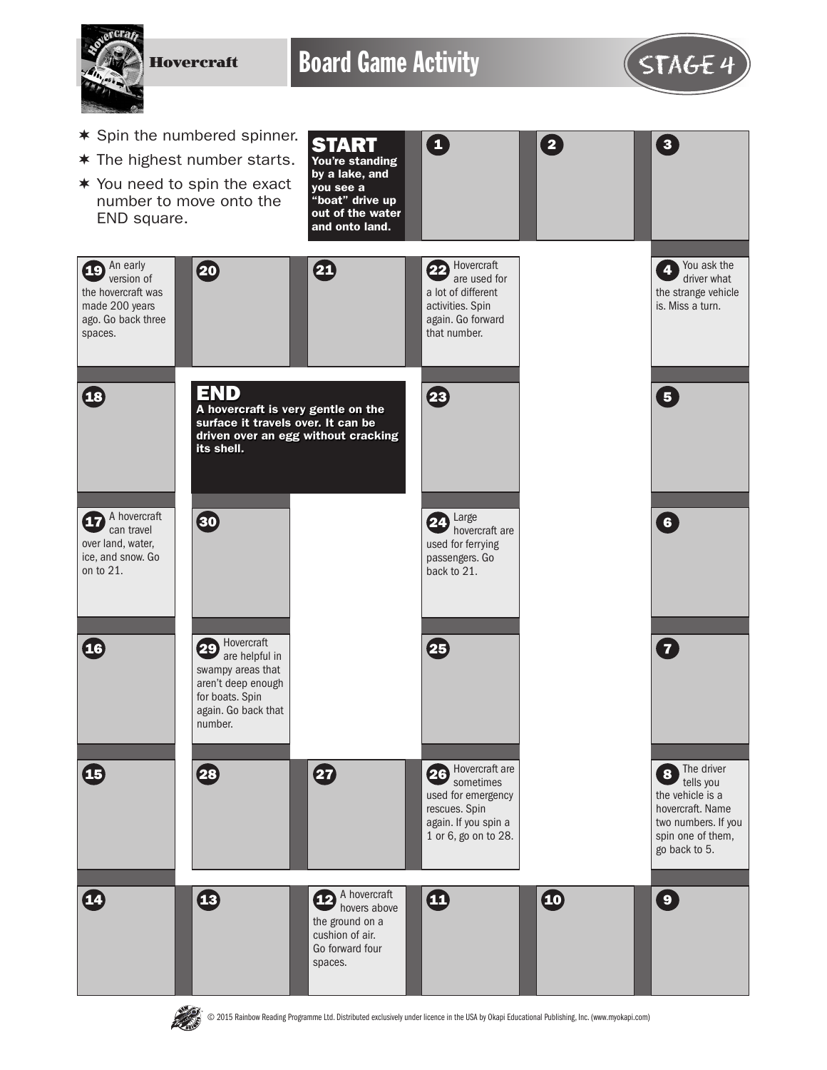# Hovercraft

## Board Game Activity

STAGE 4

- Spin the numbered spinner.
- The highest number starts.
- You need to spin the exact number to move onto the END square.

**START**
**You're standing by a lake, and you see a "boat" drive up out of the water and onto land.**

1

2

3

4 You ask the driver what the strange vehicle is. Miss a turn.

5

6

7

8 The driver tells you the vehicle is a hovercraft. Name two numbers. If you spin one of them, go back to 5.

9

10

11

12 A hovercraft hovers above the ground on a cushion of air. Go forward four spaces.

13

14

15

16

17 A hovercraft can travel over land, water, ice, and snow. Go on to 21.

18

19 An early version of the hovercraft was made 200 years ago. Go back three spaces.

20

21

22 Hovercraft are used for a lot of different activities. Spin again. Go forward that number.

23

24 Large hovercraft are used for ferrying passengers. Go back to 21.

25

26 Hovercraft are sometimes used for emergency rescues. Spin again. If you spin a 1 or 6, go on to 28.

27

28

29 Hovercraft are helpful in swampy areas that aren't deep enough for boats. Spin again. Go back that number.

30

**END**
**A hovercraft is very gentle on the surface it travels over. It can be driven over an egg without cracking its shell.**

© 2015 Rainbow Reading Programme Ltd. Distributed exclusively under licence in the USA by Okapi Educational Publishing, Inc. (www.myokapi.com)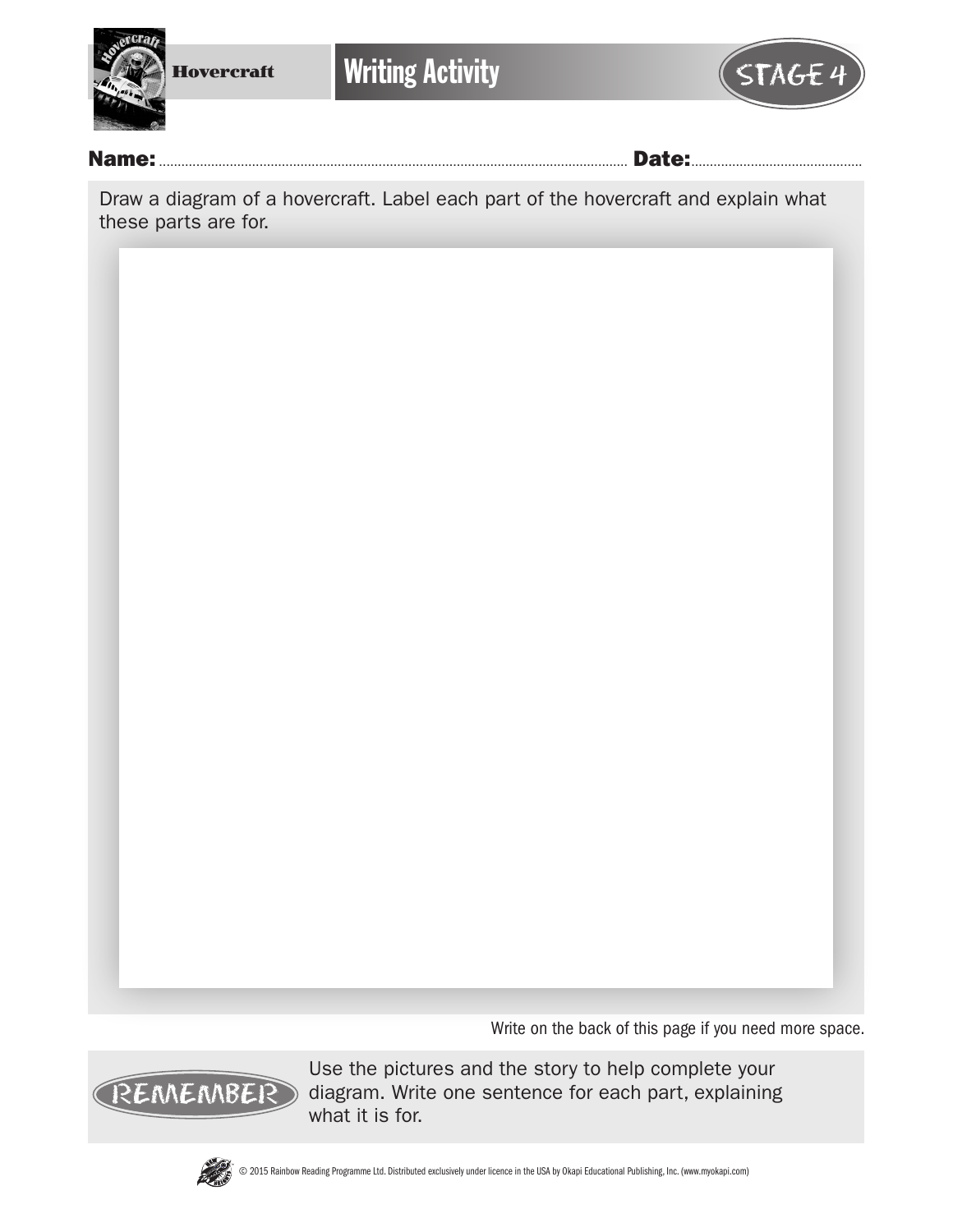Hovercraft

# Writing Activity

STAGE 4

**Name:** ........................................................................ **Date:** ..............................

Draw a diagram of a hovercraft. Label each part of the hovercraft and explain what these parts are for.

Write on the back of this page if you need more space.

REMEMBER

Use the pictures and the story to help complete your diagram. Write one sentence for each part, explaining what it is for.

© 2015 Rainbow Reading Programme Ltd. Distributed exclusively under licence in the USA by Okapi Educational Publishing, Inc. (www.myokapi.com)